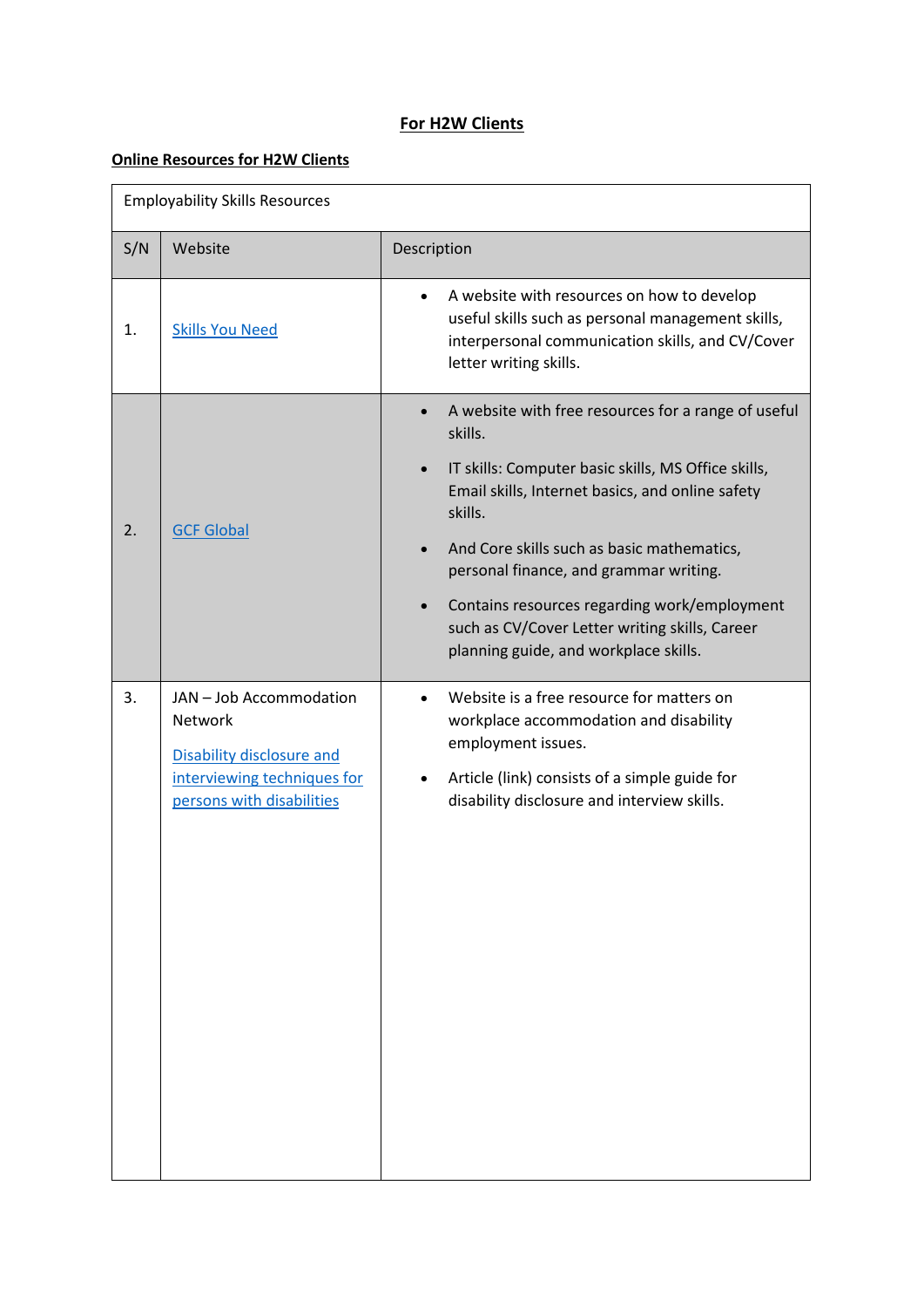# For H2W Clients

## Online Resources for H2W Clients

| Employability Skills Resources | | |
|---|---|---|
| S/N | Website | Description |
| 1. | Skills You Need | • A website with resources on how to develop useful skills such as personal management skills, interpersonal communication skills, and CV/Cover letter writing skills. |
| 2. | GCF Global | • A website with free resources for a range of useful skills.<br>• IT skills: Computer basic skills, MS Office skills, Email skills, Internet basics, and online safety skills.<br>• And Core skills such as basic mathematics, personal finance, and grammar writing.<br>• Contains resources regarding work/employment such as CV/Cover Letter writing skills, Career planning guide, and workplace skills. |
| 3. | JAN – Job Accommodation Network<br><br>Disability disclosure and interviewing techniques for persons with disabilities | • Website is a free resource for matters on workplace accommodation and disability employment issues.<br>• Article (link) consists of a simple guide for disability disclosure and interview skills. |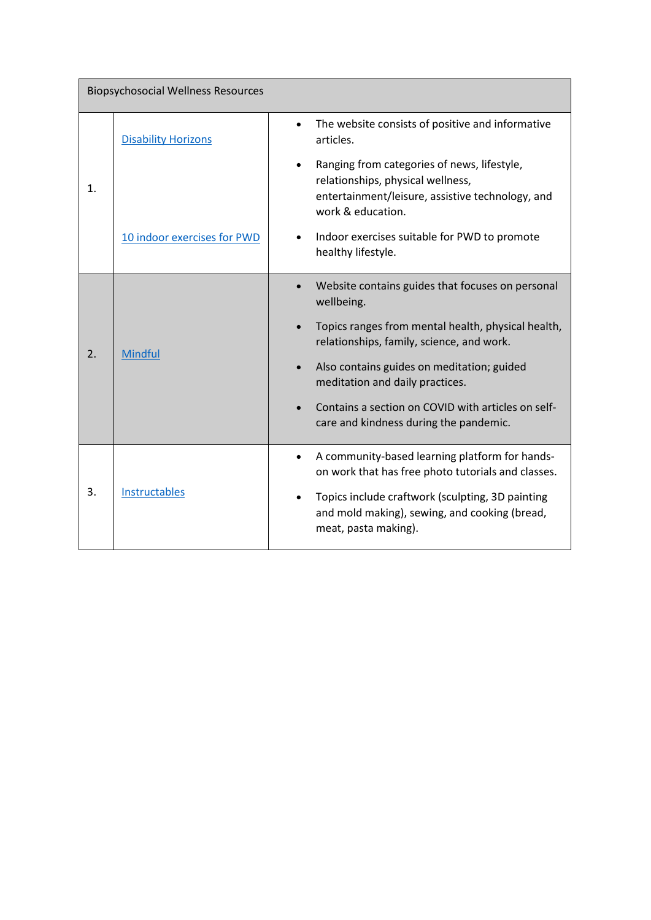| Biopsychosocial Wellness Resources | | |
|---|---|---|
| 1. | Disability Horizons | • The website consists of positive and informative articles.<br>• Ranging from categories of news, lifestyle, relationships, physical wellness, entertainment/leisure, assistive technology, and work & education. |
| | 10 indoor exercises for PWD | • Indoor exercises suitable for PWD to promote healthy lifestyle. |
| 2. | Mindful | • Website contains guides that focuses on personal wellbeing.<br>• Topics ranges from mental health, physical health, relationships, family, science, and work.<br>• Also contains guides on meditation; guided meditation and daily practices.<br>• Contains a section on COVID with articles on self-care and kindness during the pandemic. |
| 3. | Instructables | • A community-based learning platform for hands-on work that has free photo tutorials and classes.<br>• Topics include craftwork (sculpting, 3D painting and mold making), sewing, and cooking (bread, meat, pasta making). |